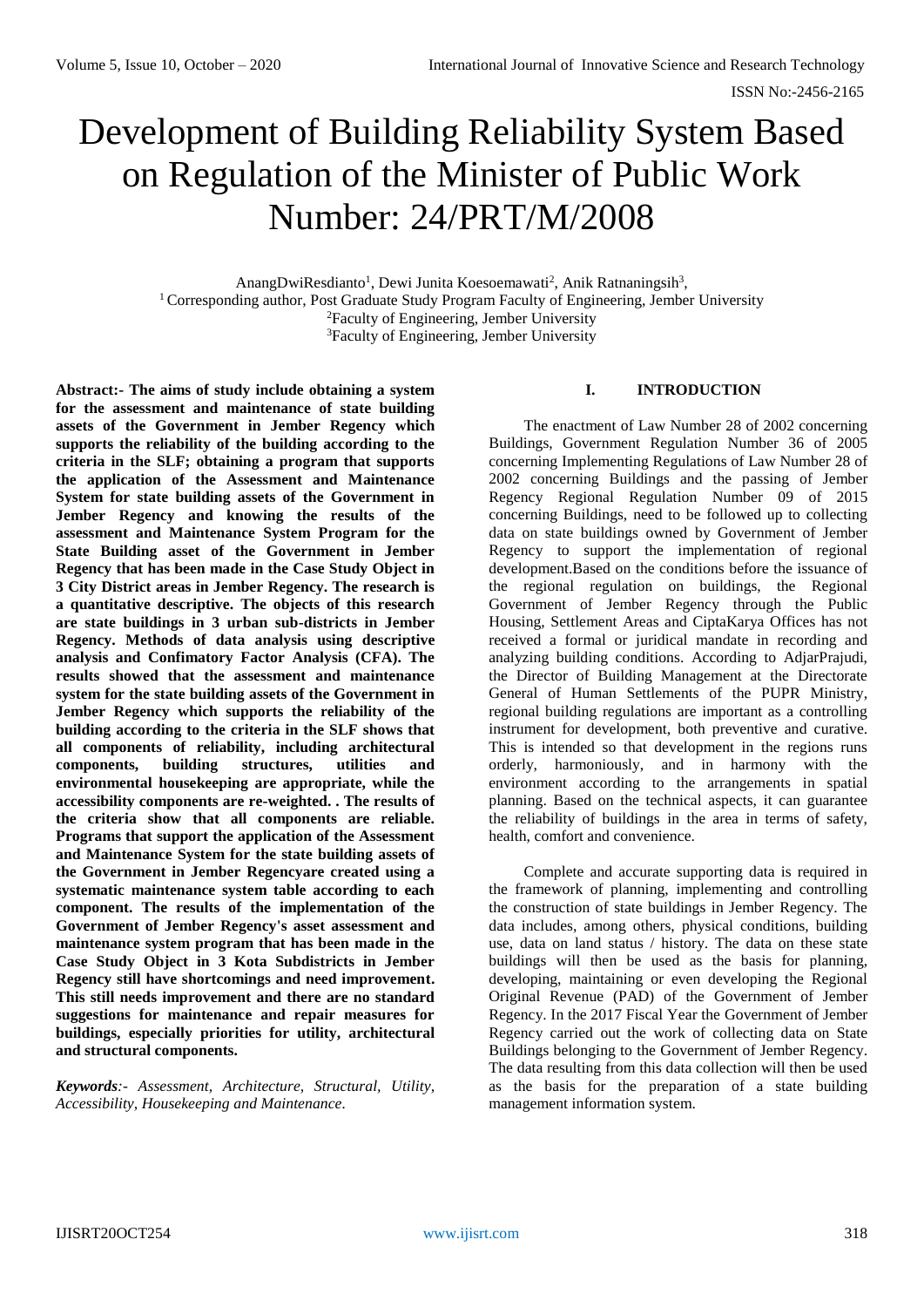# Development of Building Reliability System Based on Regulation of the Minister of Public Work Number: 24/PRT/M/2008

AnangDwiResdianto[1], Dewi Junita Koesoemawati[2], Anik Ratnaningsih[3],
[1] Corresponding author, Post Graduate Study Program Faculty of Engineering, Jember University
[2]Faculty of Engineering, Jember University
[3]Faculty of Engineering, Jember University

**Abstract:- The aims of study include obtaining a system for the assessment and maintenance of state building assets of the Government in Jember Regency which supports the reliability of the building according to the criteria in the SLF; obtaining a program that supports the application of the Assessment and Maintenance System for state building assets of the Government in Jember Regency and knowing the results of the assessment and Maintenance System Program for the State Building asset of the Government in Jember Regency that has been made in the Case Study Object in 3 City District areas in Jember Regency. The research is a quantitative descriptive. The objects of this research are state buildings in 3 urban sub-districts in Jember Regency. Methods of data analysis using descriptive analysis and Confimatory Factor Analysis (CFA). The results showed that the assessment and maintenance system for the state building assets of the Government in Jember Regency which supports the reliability of the building according to the criteria in the SLF shows that all components of reliability, including architectural components, building structures, utilities and environmental housekeeping are appropriate, while the accessibility components are re-weighted. . The results of the criteria show that all components are reliable. Programs that support the application of the Assessment and Maintenance System for the state building assets of the Government in Jember Regencyare created using a systematic maintenance system table according to each component. The results of the implementation of the Government of Jember Regency's asset assessment and maintenance system program that has been made in the Case Study Object in 3 Kota Subdistricts in Jember Regency still have shortcomings and need improvement. This still needs improvement and there are no standard suggestions for maintenance and repair measures for buildings, especially priorities for utility, architectural and structural components.**

***Keywords**:- Assessment, Architecture, Structural, Utility, Accessibility, Housekeeping and Maintenance.*

## I. INTRODUCTION

The enactment of Law Number 28 of 2002 concerning Buildings, Government Regulation Number 36 of 2005 concerning Implementing Regulations of Law Number 28 of 2002 concerning Buildings and the passing of Jember Regency Regional Regulation Number 09 of 2015 concerning Buildings, need to be followed up to collecting data on state buildings owned by Government of Jember Regency to support the implementation of regional development.Based on the conditions before the issuance of the regional regulation on buildings, the Regional Government of Jember Regency through the Public Housing, Settlement Areas and CiptaKarya Offices has not received a formal or juridical mandate in recording and analyzing building conditions. According to AdjarPrajudi, the Director of Building Management at the Directorate General of Human Settlements of the PUPR Ministry, regional building regulations are important as a controlling instrument for development, both preventive and curative. This is intended so that development in the regions runs orderly, harmoniously, and in harmony with the environment according to the arrangements in spatial planning. Based on the technical aspects, it can guarantee the reliability of buildings in the area in terms of safety, health, comfort and convenience.

Complete and accurate supporting data is required in the framework of planning, implementing and controlling the construction of state buildings in Jember Regency. The data includes, among others, physical conditions, building use, data on land status / history. The data on these state buildings will then be used as the basis for planning, developing, maintaining or even developing the Regional Original Revenue (PAD) of the Government of Jember Regency. In the 2017 Fiscal Year the Government of Jember Regency carried out the work of collecting data on State Buildings belonging to the Government of Jember Regency. The data resulting from this data collection will then be used as the basis for the preparation of a state building management information system.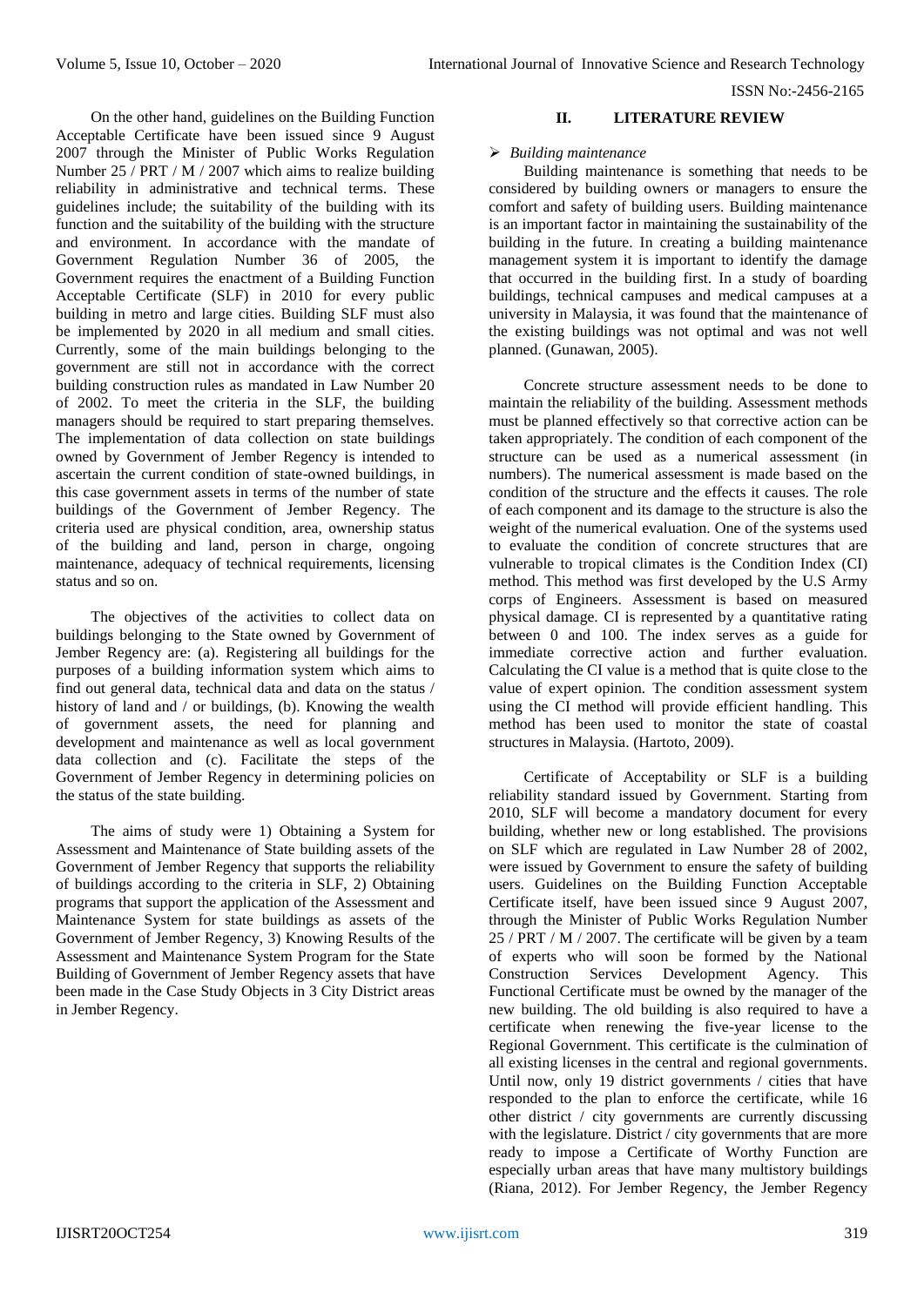On the other hand, guidelines on the Building Function Acceptable Certificate have been issued since 9 August 2007 through the Minister of Public Works Regulation Number 25 / PRT / M / 2007 which aims to realize building reliability in administrative and technical terms. These guidelines include; the suitability of the building with its function and the suitability of the building with the structure and environment. In accordance with the mandate of Government Regulation Number 36 of 2005, the Government requires the enactment of a Building Function Acceptable Certificate (SLF) in 2010 for every public building in metro and large cities. Building SLF must also be implemented by 2020 in all medium and small cities. Currently, some of the main buildings belonging to the government are still not in accordance with the correct building construction rules as mandated in Law Number 20 of 2002. To meet the criteria in the SLF, the building managers should be required to start preparing themselves. The implementation of data collection on state buildings owned by Government of Jember Regency is intended to ascertain the current condition of state-owned buildings, in this case government assets in terms of the number of state buildings of the Government of Jember Regency. The criteria used are physical condition, area, ownership status of the building and land, person in charge, ongoing maintenance, adequacy of technical requirements, licensing status and so on.

The objectives of the activities to collect data on buildings belonging to the State owned by Government of Jember Regency are: (a). Registering all buildings for the purposes of a building information system which aims to find out general data, technical data and data on the status / history of land and / or buildings, (b). Knowing the wealth of government assets, the need for planning and development and maintenance as well as local government data collection and (c). Facilitate the steps of the Government of Jember Regency in determining policies on the status of the state building.

The aims of study were 1) Obtaining a System for Assessment and Maintenance of State building assets of the Government of Jember Regency that supports the reliability of buildings according to the criteria in SLF, 2) Obtaining programs that support the application of the Assessment and Maintenance System for state buildings as assets of the Government of Jember Regency, 3) Knowing Results of the Assessment and Maintenance System Program for the State Building of Government of Jember Regency assets that have been made in the Case Study Objects in 3 City District areas in Jember Regency.

## II. LITERATURE REVIEW

- *Building maintenance*

Building maintenance is something that needs to be considered by building owners or managers to ensure the comfort and safety of building users. Building maintenance is an important factor in maintaining the sustainability of the building in the future. In creating a building maintenance management system it is important to identify the damage that occurred in the building first. In a study of boarding buildings, technical campuses and medical campuses at a university in Malaysia, it was found that the maintenance of the existing buildings was not optimal and was not well planned. (Gunawan, 2005).

Concrete structure assessment needs to be done to maintain the reliability of the building. Assessment methods must be planned effectively so that corrective action can be taken appropriately. The condition of each component of the structure can be used as a numerical assessment (in numbers). The numerical assessment is made based on the condition of the structure and the effects it causes. The role of each component and its damage to the structure is also the weight of the numerical evaluation. One of the systems used to evaluate the condition of concrete structures that are vulnerable to tropical climates is the Condition Index (CI) method. This method was first developed by the U.S Army corps of Engineers. Assessment is based on measured physical damage. CI is represented by a quantitative rating between 0 and 100. The index serves as a guide for immediate corrective action and further evaluation. Calculating the CI value is a method that is quite close to the value of expert opinion. The condition assessment system using the CI method will provide efficient handling. This method has been used to monitor the state of coastal structures in Malaysia. (Hartoto, 2009).

Certificate of Acceptability or SLF is a building reliability standard issued by Government. Starting from 2010, SLF will become a mandatory document for every building, whether new or long established. The provisions on SLF which are regulated in Law Number 28 of 2002, were issued by Government to ensure the safety of building users. Guidelines on the Building Function Acceptable Certificate itself, have been issued since 9 August 2007, through the Minister of Public Works Regulation Number 25 / PRT / M / 2007. The certificate will be given by a team of experts who will soon be formed by the National Construction Services Development Agency. This Functional Certificate must be owned by the manager of the new building. The old building is also required to have a certificate when renewing the five-year license to the Regional Government. This certificate is the culmination of all existing licenses in the central and regional governments. Until now, only 19 district governments / cities that have responded to the plan to enforce the certificate, while 16 other district / city governments are currently discussing with the legislature. District / city governments that are more ready to impose a Certificate of Worthy Function are especially urban areas that have many multistory buildings (Riana, 2012). For Jember Regency, the Jember Regency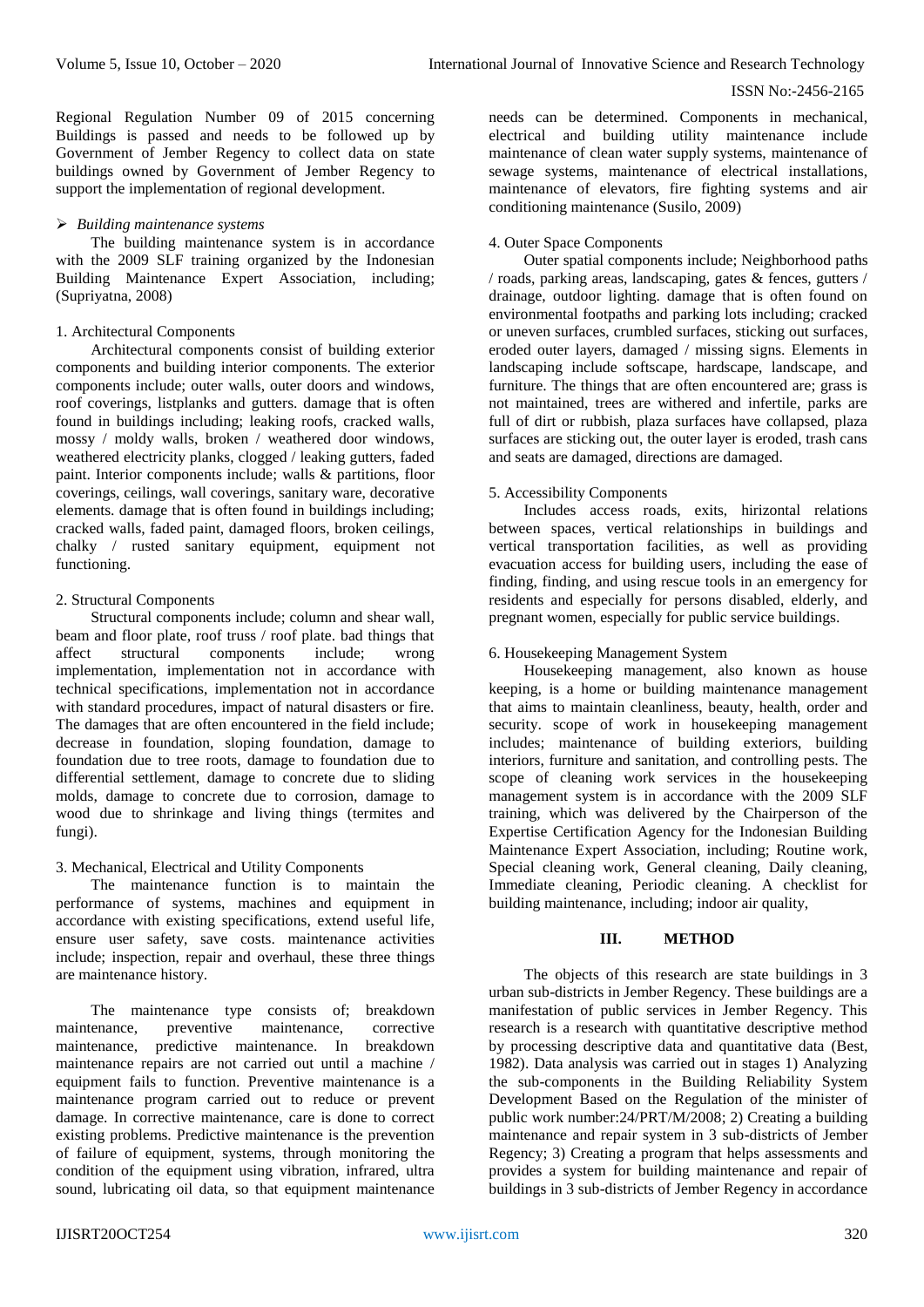Regional Regulation Number 09 of 2015 concerning Buildings is passed and needs to be followed up by Government of Jember Regency to collect data on state buildings owned by Government of Jember Regency to support the implementation of regional development.

- *Building maintenance systems*

The building maintenance system is in accordance with the 2009 SLF training organized by the Indonesian Building Maintenance Expert Association, including; (Supriyatna, 2008)

1. Architectural Components

Architectural components consist of building exterior components and building interior components. The exterior components include; outer walls, outer doors and windows, roof coverings, listplanks and gutters. damage that is often found in buildings including; leaking roofs, cracked walls, mossy / moldy walls, broken / weathered door windows, weathered electricity planks, clogged / leaking gutters, faded paint. Interior components include; walls & partitions, floor coverings, ceilings, wall coverings, sanitary ware, decorative elements. damage that is often found in buildings including; cracked walls, faded paint, damaged floors, broken ceilings, chalky / rusted sanitary equipment, equipment not functioning.

2. Structural Components

Structural components include; column and shear wall, beam and floor plate, roof truss / roof plate. bad things that affect structural components include; wrong implementation, implementation not in accordance with technical specifications, implementation not in accordance with standard procedures, impact of natural disasters or fire. The damages that are often encountered in the field include; decrease in foundation, sloping foundation, damage to foundation due to tree roots, damage to foundation due to differential settlement, damage to concrete due to sliding molds, damage to concrete due to corrosion, damage to wood due to shrinkage and living things (termites and fungi).

3. Mechanical, Electrical and Utility Components

The maintenance function is to maintain the performance of systems, machines and equipment in accordance with existing specifications, extend useful life, ensure user safety, save costs. maintenance activities include; inspection, repair and overhaul, these three things are maintenance history.

The maintenance type consists of; breakdown maintenance, preventive maintenance, corrective maintenance, predictive maintenance. In breakdown maintenance repairs are not carried out until a machine / equipment fails to function. Preventive maintenance is a maintenance program carried out to reduce or prevent damage. In corrective maintenance, care is done to correct existing problems. Predictive maintenance is the prevention of failure of equipment, systems, through monitoring the condition of the equipment using vibration, infrared, ultra sound, lubricating oil data, so that equipment maintenance needs can be determined. Components in mechanical, electrical and building utility maintenance include maintenance of clean water supply systems, maintenance of sewage systems, maintenance of electrical installations, maintenance of elevators, fire fighting systems and air conditioning maintenance (Susilo, 2009)

4. Outer Space Components

Outer spatial components include; Neighborhood paths / roads, parking areas, landscaping, gates & fences, gutters / drainage, outdoor lighting. damage that is often found on environmental footpaths and parking lots including; cracked or uneven surfaces, crumbled surfaces, sticking out surfaces, eroded outer layers, damaged / missing signs. Elements in landscaping include softscape, hardscape, landscape, and furniture. The things that are often encountered are; grass is not maintained, trees are withered and infertile, parks are full of dirt or rubbish, plaza surfaces have collapsed, plaza surfaces are sticking out, the outer layer is eroded, trash cans and seats are damaged, directions are damaged.

5. Accessibility Components

Includes access roads, exits, hirizontal relations between spaces, vertical relationships in buildings and vertical transportation facilities, as well as providing evacuation access for building users, including the ease of finding, finding, and using rescue tools in an emergency for residents and especially for persons disabled, elderly, and pregnant women, especially for public service buildings.

6. Housekeeping Management System

Housekeeping management, also known as house keeping, is a home or building maintenance management that aims to maintain cleanliness, beauty, health, order and security. scope of work in housekeeping management includes; maintenance of building exteriors, building interiors, furniture and sanitation, and controlling pests. The scope of cleaning work services in the housekeeping management system is in accordance with the 2009 SLF training, which was delivered by the Chairperson of the Expertise Certification Agency for the Indonesian Building Maintenance Expert Association, including; Routine work, Special cleaning work, General cleaning, Daily cleaning, Immediate cleaning, Periodic cleaning. A checklist for building maintenance, including; indoor air quality,

## III. METHOD

The objects of this research are state buildings in 3 urban sub-districts in Jember Regency. These buildings are a manifestation of public services in Jember Regency. This research is a research with quantitative descriptive method by processing descriptive data and quantitative data (Best, 1982). Data analysis was carried out in stages 1) Analyzing the sub-components in the Building Reliability System Development Based on the Regulation of the minister of public work number:24/PRT/M/2008; 2) Creating a building maintenance and repair system in 3 sub-districts of Jember Regency; 3) Creating a program that helps assessments and provides a system for building maintenance and repair of buildings in 3 sub-districts of Jember Regency in accordance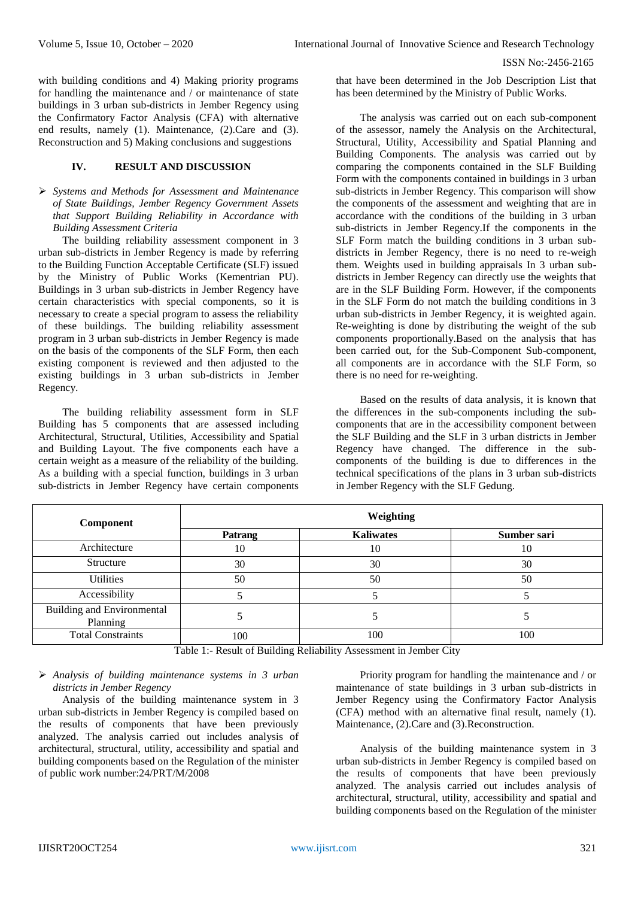with building conditions and 4) Making priority programs for handling the maintenance and / or maintenance of state buildings in 3 urban sub-districts in Jember Regency using the Confirmatory Factor Analysis (CFA) with alternative end results, namely (1). Maintenance, (2).Care and (3). Reconstruction and 5) Making conclusions and suggestions

## IV. RESULT AND DISCUSSION

- *Systems and Methods for Assessment and Maintenance of State Buildings, Jember Regency Government Assets that Support Building Reliability in Accordance with Building Assessment Criteria*

The building reliability assessment component in 3 urban sub-districts in Jember Regency is made by referring to the Building Function Acceptable Certificate (SLF) issued by the Ministry of Public Works (Kementrian PU). Buildings in 3 urban sub-districts in Jember Regency have certain characteristics with special components, so it is necessary to create a special program to assess the reliability of these buildings. The building reliability assessment program in 3 urban sub-districts in Jember Regency is made on the basis of the components of the SLF Form, then each existing component is reviewed and then adjusted to the existing buildings in 3 urban sub-districts in Jember Regency.

The building reliability assessment form in SLF Building has 5 components that are assessed including Architectural, Structural, Utilities, Accessibility and Spatial and Building Layout. The five components each have a certain weight as a measure of the reliability of the building. As a building with a special function, buildings in 3 urban sub-districts in Jember Regency have certain components that have been determined in the Job Description List that has been determined by the Ministry of Public Works.

The analysis was carried out on each sub-component of the assessor, namely the Analysis on the Architectural, Structural, Utility, Accessibility and Spatial Planning and Building Components. The analysis was carried out by comparing the components contained in the SLF Building Form with the components contained in buildings in 3 urban sub-districts in Jember Regency. This comparison will show the components of the assessment and weighting that are in accordance with the conditions of the building in 3 urban sub-districts in Jember Regency.If the components in the SLF Form match the building conditions in 3 urban sub-districts in Jember Regency, there is no need to re-weigh them. Weights used in building appraisals In 3 urban sub-districts in Jember Regency can directly use the weights that are in the SLF Building Form. However, if the components in the SLF Form do not match the building conditions in 3 urban sub-districts in Jember Regency, it is weighted again. Re-weighting is done by distributing the weight of the sub components proportionally.Based on the analysis that has been carried out, for the Sub-Component Sub-component, all components are in accordance with the SLF Form, so there is no need for re-weighting.

Based on the results of data analysis, it is known that the differences in the sub-components including the sub-components that are in the accessibility component between the SLF Building and the SLF in 3 urban districts in Jember Regency have changed. The difference in the sub-components of the building is due to differences in the technical specifications of the plans in 3 urban sub-districts in Jember Regency with the SLF Gedung.

| Component | Weighting | | |
|---|---|---|---|
| | **Patrang** | **Kaliwates** | **Sumber sari** |
| Architecture | 10 | 10 | 10 |
| Structure | 30 | 30 | 30 |
| Utilities | 50 | 50 | 50 |
| Accessibility | 5 | 5 | 5 |
| Building and Environmental Planning | 5 | 5 | 5 |
| Total Constraints | 100 | 100 | 100 |

Table 1:- Result of Building Reliability Assessment in Jember City

- *Analysis of building maintenance systems in 3 urban districts in Jember Regency*

Analysis of the building maintenance system in 3 urban sub-districts in Jember Regency is compiled based on the results of components that have been previously analyzed. The analysis carried out includes analysis of architectural, structural, utility, accessibility and spatial and building components based on the Regulation of the minister of public work number:24/PRT/M/2008

Priority program for handling the maintenance and / or maintenance of state buildings in 3 urban sub-districts in Jember Regency using the Confirmatory Factor Analysis (CFA) method with an alternative final result, namely (1). Maintenance, (2).Care and (3).Reconstruction.

Analysis of the building maintenance system in 3 urban sub-districts in Jember Regency is compiled based on the results of components that have been previously analyzed. The analysis carried out includes analysis of architectural, structural, utility, accessibility and spatial and building components based on the Regulation of the minister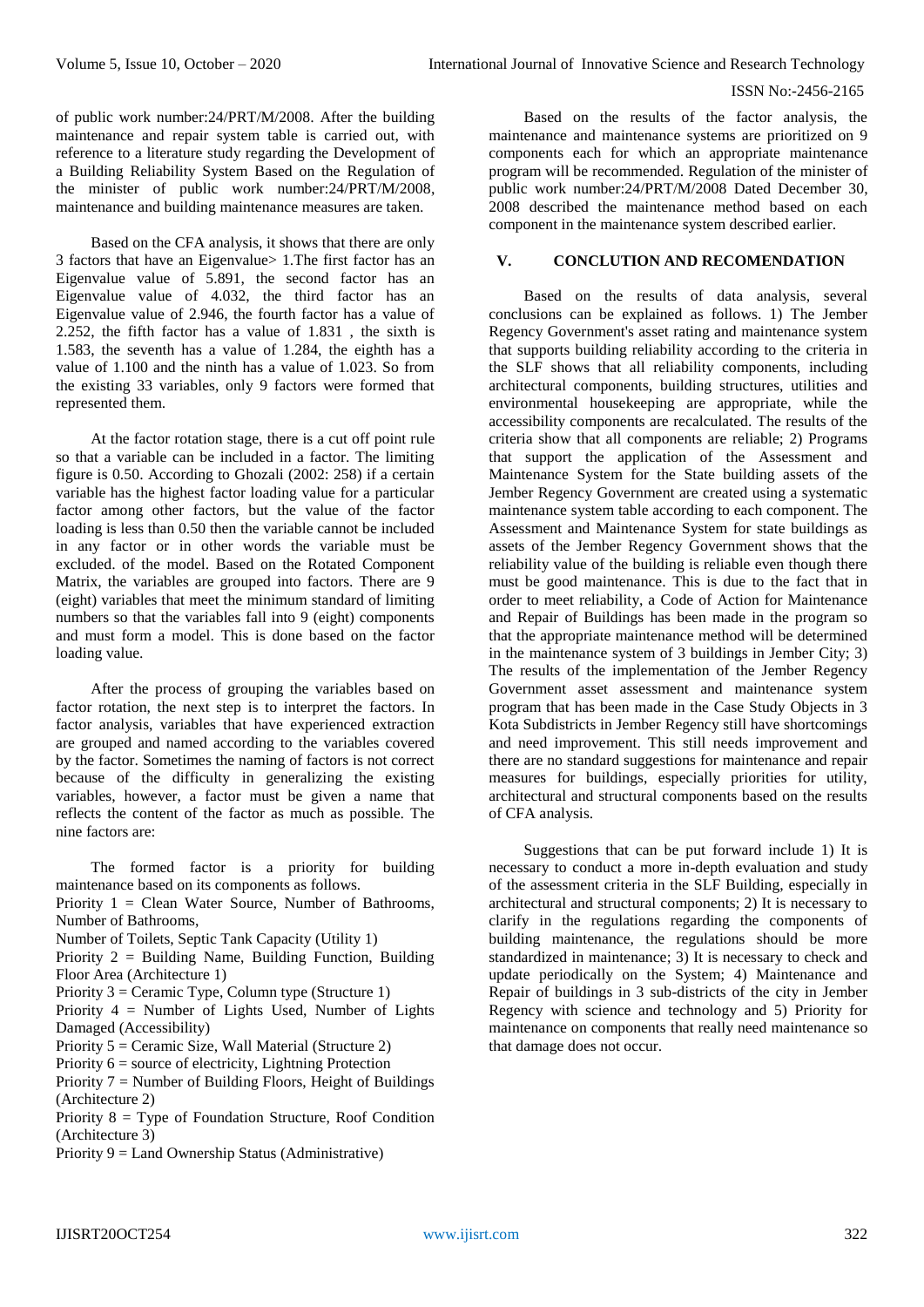of public work number:24/PRT/M/2008. After the building maintenance and repair system table is carried out, with reference to a literature study regarding the Development of a Building Reliability System Based on the Regulation of the minister of public work number:24/PRT/M/2008, maintenance and building maintenance measures are taken.

Based on the CFA analysis, it shows that there are only 3 factors that have an Eigenvalue> 1.The first factor has an Eigenvalue value of 5.891, the second factor has an Eigenvalue value of 4.032, the third factor has an Eigenvalue value of 2.946, the fourth factor has a value of 2.252, the fifth factor has a value of 1.831 , the sixth is 1.583, the seventh has a value of 1.284, the eighth has a value of 1.100 and the ninth has a value of 1.023. So from the existing 33 variables, only 9 factors were formed that represented them.

At the factor rotation stage, there is a cut off point rule so that a variable can be included in a factor. The limiting figure is 0.50. According to Ghozali (2002: 258) if a certain variable has the highest factor loading value for a particular factor among other factors, but the value of the factor loading is less than 0.50 then the variable cannot be included in any factor or in other words the variable must be excluded. of the model. Based on the Rotated Component Matrix, the variables are grouped into factors. There are 9 (eight) variables that meet the minimum standard of limiting numbers so that the variables fall into 9 (eight) components and must form a model. This is done based on the factor loading value.

After the process of grouping the variables based on factor rotation, the next step is to interpret the factors. In factor analysis, variables that have experienced extraction are grouped and named according to the variables covered by the factor. Sometimes the naming of factors is not correct because of the difficulty in generalizing the existing variables, however, a factor must be given a name that reflects the content of the factor as much as possible. The nine factors are:

The formed factor is a priority for building maintenance based on its components as follows.
Priority 1 = Clean Water Source, Number of Bathrooms, Number of Bathrooms,
Number of Toilets, Septic Tank Capacity (Utility 1)
Priority 2 = Building Name, Building Function, Building Floor Area (Architecture 1)
Priority 3 = Ceramic Type, Column type (Structure 1)
Priority 4 = Number of Lights Used, Number of Lights Damaged (Accessibility)
Priority 5 = Ceramic Size, Wall Material (Structure 2)
Priority 6 = source of electricity, Lightning Protection
Priority 7 = Number of Building Floors, Height of Buildings (Architecture 2)
Priority 8 = Type of Foundation Structure, Roof Condition (Architecture 3)
Priority 9 = Land Ownership Status (Administrative)

Based on the results of the factor analysis, the maintenance and maintenance systems are prioritized on 9 components each for which an appropriate maintenance program will be recommended. Regulation of the minister of public work number:24/PRT/M/2008 Dated December 30, 2008 described the maintenance method based on each component in the maintenance system described earlier.

## V. CONCLUTION AND RECOMENDATION

Based on the results of data analysis, several conclusions can be explained as follows. 1) The Jember Regency Government's asset rating and maintenance system that supports building reliability according to the criteria in the SLF shows that all reliability components, including architectural components, building structures, utilities and environmental housekeeping are appropriate, while the accessibility components are recalculated. The results of the criteria show that all components are reliable; 2) Programs that support the application of the Assessment and Maintenance System for the State building assets of the Jember Regency Government are created using a systematic maintenance system table according to each component. The Assessment and Maintenance System for state buildings as assets of the Jember Regency Government shows that the reliability value of the building is reliable even though there must be good maintenance. This is due to the fact that in order to meet reliability, a Code of Action for Maintenance and Repair of Buildings has been made in the program so that the appropriate maintenance method will be determined in the maintenance system of 3 buildings in Jember City; 3) The results of the implementation of the Jember Regency Government asset assessment and maintenance system program that has been made in the Case Study Objects in 3 Kota Subdistricts in Jember Regency still have shortcomings and need improvement. This still needs improvement and there are no standard suggestions for maintenance and repair measures for buildings, especially priorities for utility, architectural and structural components based on the results of CFA analysis.

Suggestions that can be put forward include 1) It is necessary to conduct a more in-depth evaluation and study of the assessment criteria in the SLF Building, especially in architectural and structural components; 2) It is necessary to clarify in the regulations regarding the components of building maintenance, the regulations should be more standardized in maintenance; 3) It is necessary to check and update periodically on the System; 4) Maintenance and Repair of buildings in 3 sub-districts of the city in Jember Regency with science and technology and 5) Priority for maintenance on components that really need maintenance so that damage does not occur.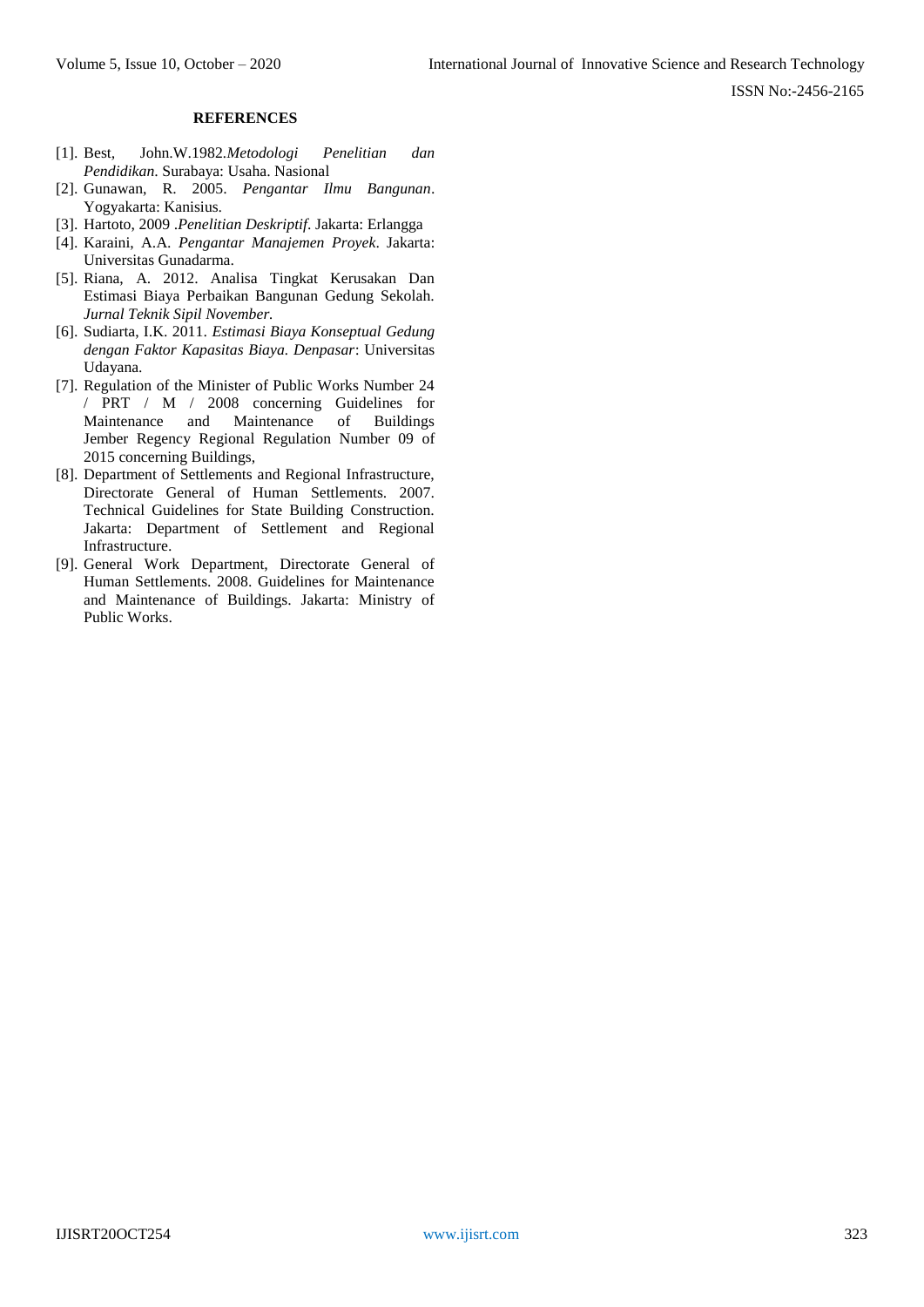## REFERENCES

[1]. Best, John.W.1982.*Metodologi Penelitian dan Pendidikan*. Surabaya: Usaha. Nasional

[2]. Gunawan, R. 2005. *Pengantar Ilmu Bangunan*. Yogyakarta: Kanisius.

[3]. Hartoto, 2009 .*Penelitian Deskriptif*. Jakarta: Erlangga

[4]. Karaini, A.A. *Pengantar Manajemen Proyek*. Jakarta: Universitas Gunadarma.

[5]. Riana, A. 2012. Analisa Tingkat Kerusakan Dan Estimasi Biaya Perbaikan Bangunan Gedung Sekolah. *Jurnal Teknik Sipil November.*

[6]. Sudiarta, I.K. 2011. *Estimasi Biaya Konseptual Gedung dengan Faktor Kapasitas Biaya. Denpasar*: Universitas Udayana.

[7]. Regulation of the Minister of Public Works Number 24 / PRT / M / 2008 concerning Guidelines for Maintenance and Maintenance of Buildings Jember Regency Regional Regulation Number 09 of 2015 concerning Buildings,

[8]. Department of Settlements and Regional Infrastructure, Directorate General of Human Settlements. 2007. Technical Guidelines for State Building Construction. Jakarta: Department of Settlement and Regional Infrastructure.

[9]. General Work Department, Directorate General of Human Settlements. 2008. Guidelines for Maintenance and Maintenance of Buildings. Jakarta: Ministry of Public Works.